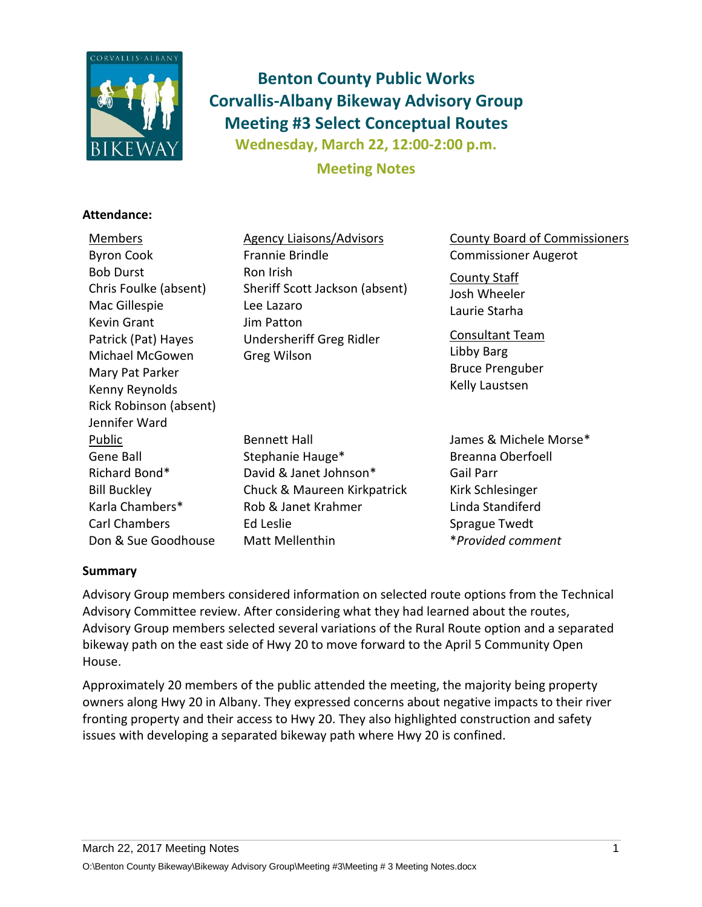# Benton County Public Works
# Corvallis-Albany Bikeway Advisory Group
# Meeting #3 Select Conceptual Routes

**Wednesday, March 22, 12:00-2:00 p.m.**

**Meeting Notes**

**Attendance:**

| Members | Agency Liaisons/Advisors | County Board of Commissioners |
|---|---|---|
| Byron Cook | Frannie Brindle | Commissioner Augerot |
| Bob Durst | Ron Irish | **County Staff** |
| Chris Foulke (absent) | Sheriff Scott Jackson (absent) | Josh Wheeler |
| Mac Gillespie | Lee Lazaro | Laurie Starha |
| Kevin Grant | Jim Patton | **Consultant Team** |
| Patrick (Pat) Hayes | Undersheriff Greg Ridler | Libby Barg |
| Michael McGowen | Greg Wilson | Bruce Prenguber |
| Mary Pat Parker | | Kelly Laustsen |
| Kenny Reynolds | | |
| Rick Robinson (absent) | | |
| Jennifer Ward | | |

| Public | | |
|---|---|---|
| Gene Ball | Bennett Hall | James & Michele Morse* |
| Richard Bond* | Stephanie Hauge* | Breanna Oberfoell |
| Bill Buckley | David & Janet Johnson* | Gail Parr |
| Karla Chambers* | Chuck & Maureen Kirkpatrick | Kirk Schlesinger |
| Carl Chambers | Rob & Janet Krahmer | Linda Standiferd |
| Don & Sue Goodhouse | Ed Leslie | Sprague Twedt |
| | Matt Mellenthin | |

**Provided comment*

**Summary**

Advisory Group members considered information on selected route options from the Technical Advisory Committee review. After considering what they had learned about the routes, Advisory Group members selected several variations of the Rural Route option and a separated bikeway path on the east side of Hwy 20 to move forward to the April 5 Community Open House.

Approximately 20 members of the public attended the meeting, the majority being property owners along Hwy 20 in Albany. They expressed concerns about negative impacts to their river fronting property and their access to Hwy 20. They also highlighted construction and safety issues with developing a separated bikeway path where Hwy 20 is confined.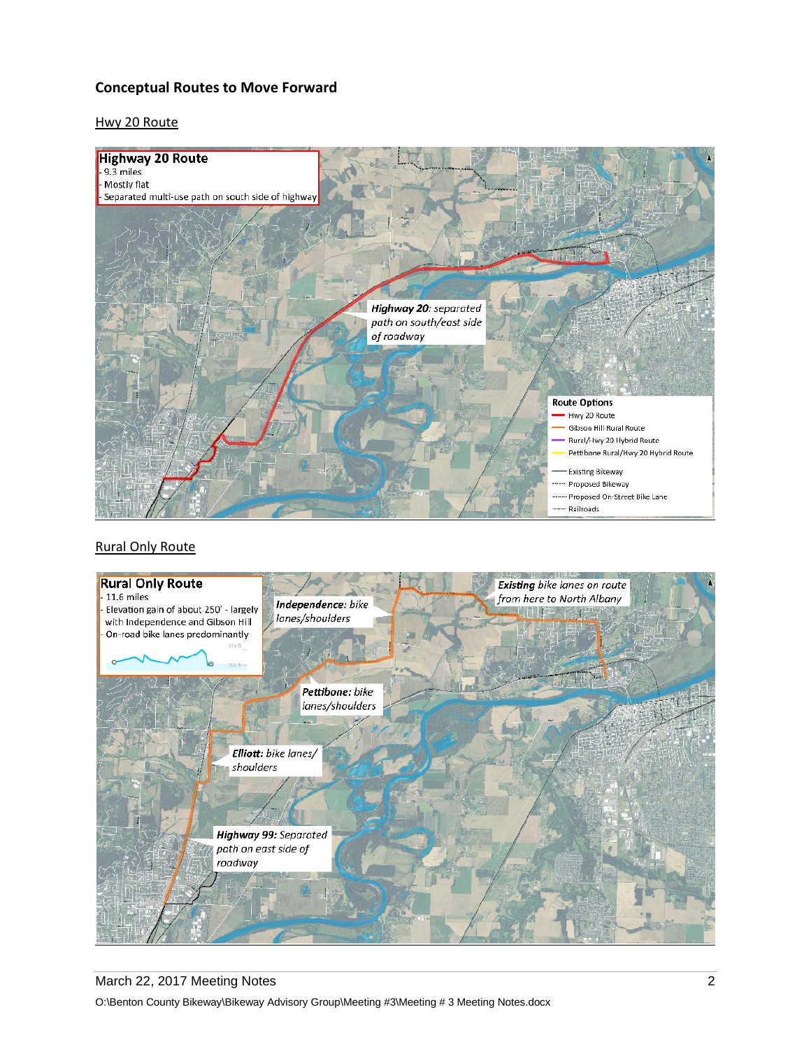## Conceptual Routes to Move Forward

Hwy 20 Route

**Highway 20 Route**
- 9.3 miles
- Mostly flat
- Separated multi-use path on south side of highway

***Highway 20****: separated path on south/east side of roadway*

**Route Options**
- Hwy 20 Route
- Gibson Hill Rural Route
- Rural/Hwy 20 Hybrid Route
- Pettibone Rural/Hwy 20 Hybrid Route
- Existing Bikeway
- Proposed Bikeway
- Proposed On-Street Bike Lane
- Railroads

Rural Only Route

**Rural Only Route**
- 11.6 miles
- Elevation gain of about 250' - largely with Independence and Gibson Hill
- On-road bike lanes predominantly

***Independence****: bike lanes/shoulders*

***Existing*** *bike lanes on route from here to North Albany*

***Pettibone****: bike lanes/shoulders*

***Elliott****: bike lanes/ shoulders*

***Highway 99****: Separated path on east side of roadway*

March 22, 2017 Meeting Notes

O:\Benton County Bikeway\Bikeway Advisory Group\Meeting #3\Meeting # 3 Meeting Notes.docx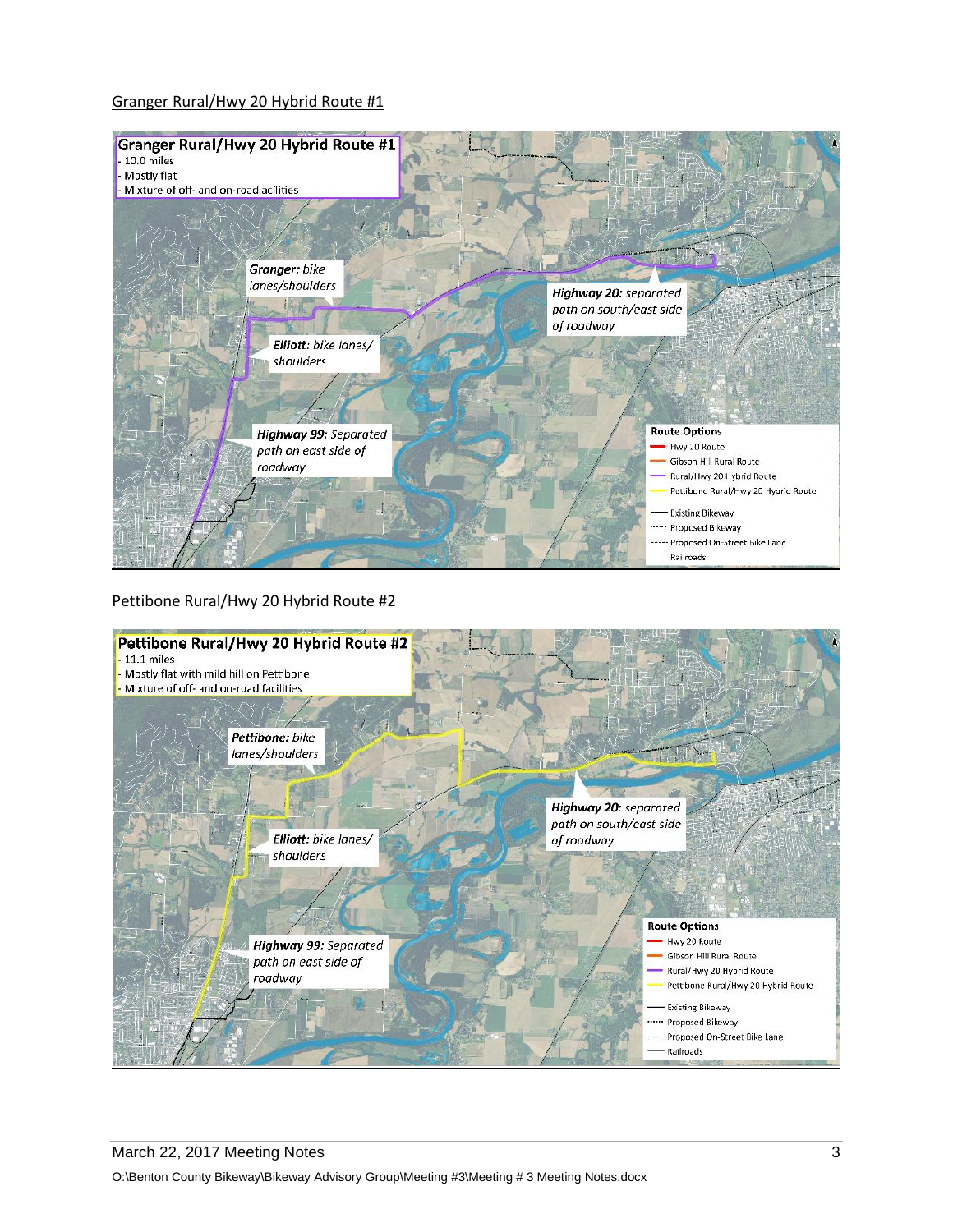Granger Rural/Hwy 20 Hybrid Route #1

**Granger Rural/Hwy 20 Hybrid Route #1**
- 10.0 miles
- Mostly flat
- Mixture of off- and on-road acilities

*Granger:* bike lanes/shoulders

*Highway 20:* separated path on south/east side of roadway

*Elliott:* bike lanes/ shoulders

*Highway 99:* Separated path on east side of roadway

**Route Options**
- Hwy 20 Route
- Gibson Hill Rural Route
- Rural/Hwy 20 Hybrid Route
- Pettibone Rural/Hwy 20 Hybrid Route
- Existing Bikeway
- Proposed Bikeway
- Proposed On-Street Bike Lane
- Railroads

Pettibone Rural/Hwy 20 Hybrid Route #2

**Pettibone Rural/Hwy 20 Hybrid Route #2**
- 11.1 miles
- Mostly flat with mild hill on Pettibone
- Mixture of off- and on-road facilities

*Pettibone:* bike lanes/shoulders

*Highway 20:* separated path on south/east side of roadway

*Elliott:* bike lanes/ shoulders

*Highway 99:* Separated path on east side of roadway

**Route Options**
- Hwy 20 Route
- Gibson Hill Rural Route
- Rural/Hwy 20 Hybrid Route
- Pettibone Rural/Hwy 20 Hybrid Route
- Existing Bikeway
- Proposed Bikeway
- Proposed On-Street Bike Lane
- Railroads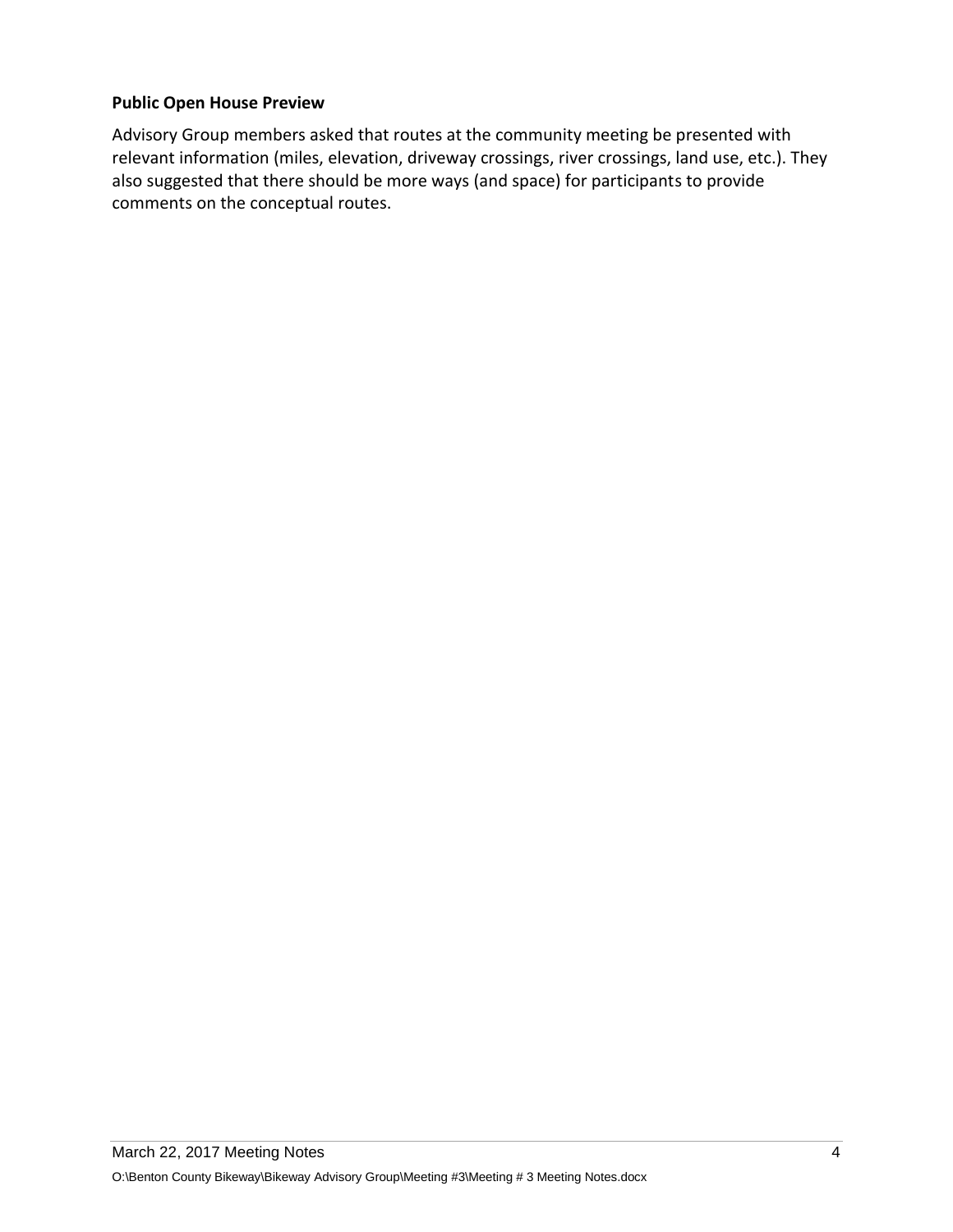**Public Open House Preview**

Advisory Group members asked that routes at the community meeting be presented with relevant information (miles, elevation, driveway crossings, river crossings, land use, etc.). They also suggested that there should be more ways (and space) for participants to provide comments on the conceptual routes.